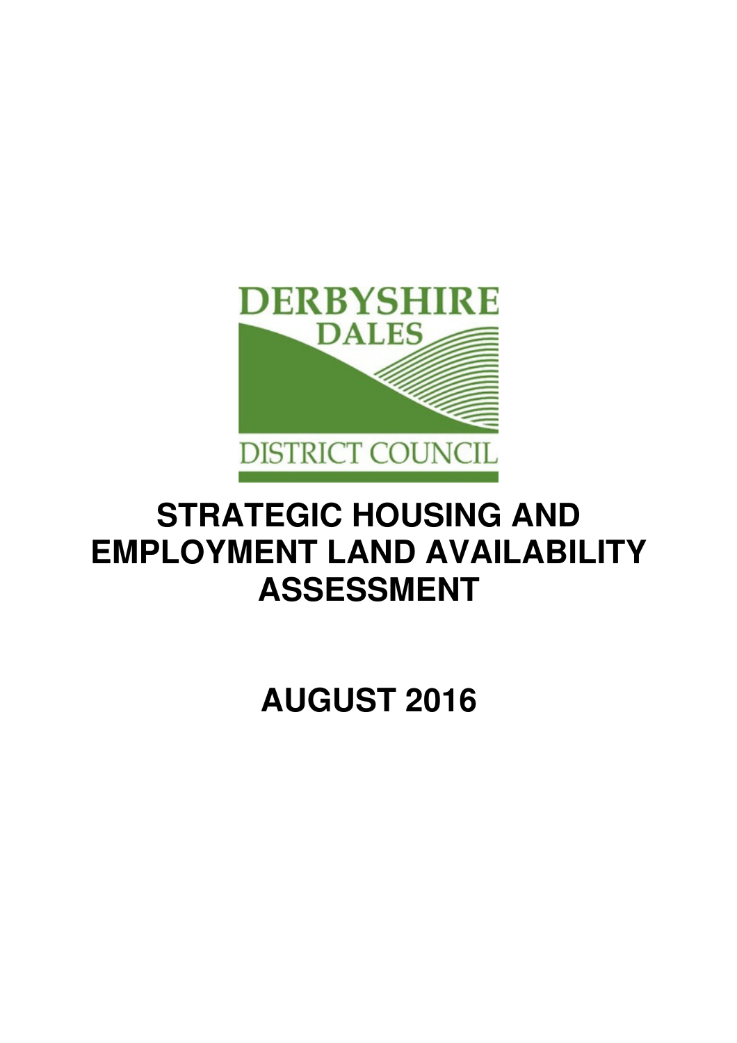DERBYSHIRE DALES

DISTRICT COUNCIL

# STRATEGIC HOUSING AND EMPLOYMENT LAND AVAILABILITY ASSESSMENT

# AUGUST 2016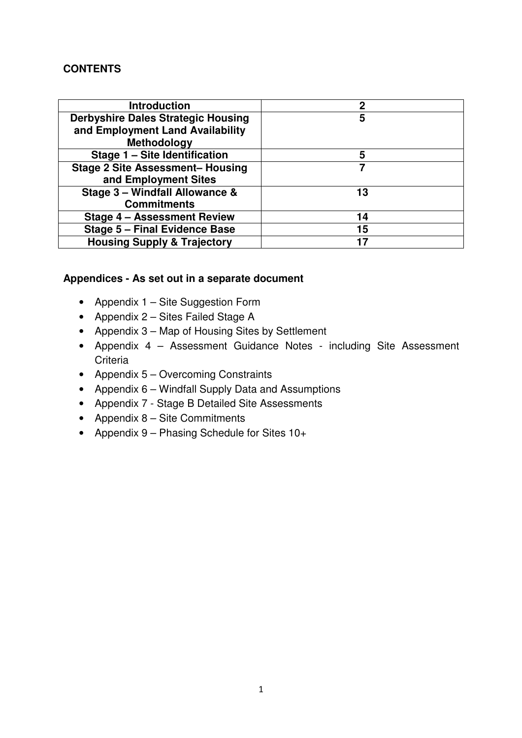**CONTENTS**

| Introduction | 2 |
|---|---|
| Derbyshire Dales Strategic Housing and Employment Land Availability Methodology | 5 |
| Stage 1 – Site Identification | 5 |
| Stage 2 Site Assessment– Housing and Employment Sites | 7 |
| Stage 3 – Windfall Allowance & Commitments | 13 |
| Stage 4 – Assessment Review | 14 |
| Stage 5 – Final Evidence Base | 15 |
| Housing Supply & Trajectory | 17 |

**Appendices - As set out in a separate document**

- Appendix 1 – Site Suggestion Form
- Appendix 2 – Sites Failed Stage A
- Appendix 3 – Map of Housing Sites by Settlement
- Appendix 4 – Assessment Guidance Notes - including Site Assessment Criteria
- Appendix 5 – Overcoming Constraints
- Appendix 6 – Windfall Supply Data and Assumptions
- Appendix 7 - Stage B Detailed Site Assessments
- Appendix 8 – Site Commitments
- Appendix 9 – Phasing Schedule for Sites 10+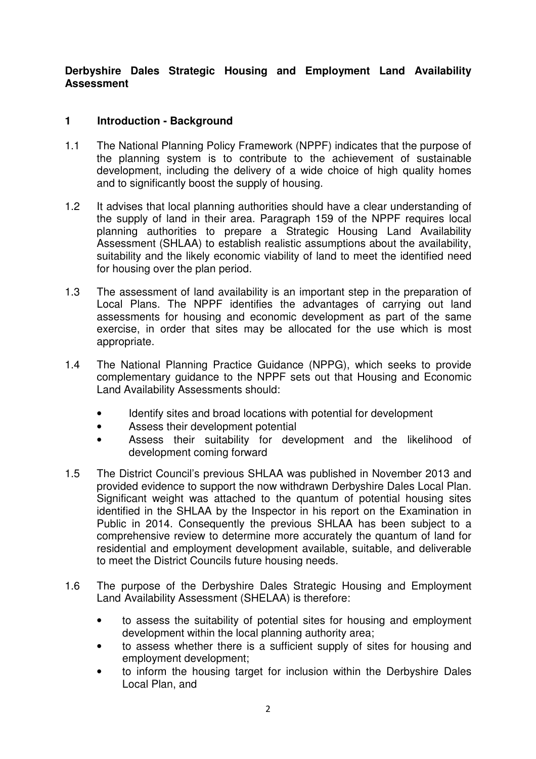**Derbyshire Dales Strategic Housing and Employment Land Availability Assessment**

## 1 Introduction - Background

1.1 The National Planning Policy Framework (NPPF) indicates that the purpose of the planning system is to contribute to the achievement of sustainable development, including the delivery of a wide choice of high quality homes and to significantly boost the supply of housing.

1.2 It advises that local planning authorities should have a clear understanding of the supply of land in their area. Paragraph 159 of the NPPF requires local planning authorities to prepare a Strategic Housing Land Availability Assessment (SHLAA) to establish realistic assumptions about the availability, suitability and the likely economic viability of land to meet the identified need for housing over the plan period.

1.3 The assessment of land availability is an important step in the preparation of Local Plans. The NPPF identifies the advantages of carrying out land assessments for housing and economic development as part of the same exercise, in order that sites may be allocated for the use which is most appropriate.

1.4 The National Planning Practice Guidance (NPPG), which seeks to provide complementary guidance to the NPPF sets out that Housing and Economic Land Availability Assessments should:

- Identify sites and broad locations with potential for development
- Assess their development potential
- Assess their suitability for development and the likelihood of development coming forward

1.5 The District Council's previous SHLAA was published in November 2013 and provided evidence to support the now withdrawn Derbyshire Dales Local Plan. Significant weight was attached to the quantum of potential housing sites identified in the SHLAA by the Inspector in his report on the Examination in Public in 2014. Consequently the previous SHLAA has been subject to a comprehensive review to determine more accurately the quantum of land for residential and employment development available, suitable, and deliverable to meet the District Councils future housing needs.

1.6 The purpose of the Derbyshire Dales Strategic Housing and Employment Land Availability Assessment (SHELAA) is therefore:

- to assess the suitability of potential sites for housing and employment development within the local planning authority area;
- to assess whether there is a sufficient supply of sites for housing and employment development;
- to inform the housing target for inclusion within the Derbyshire Dales Local Plan, and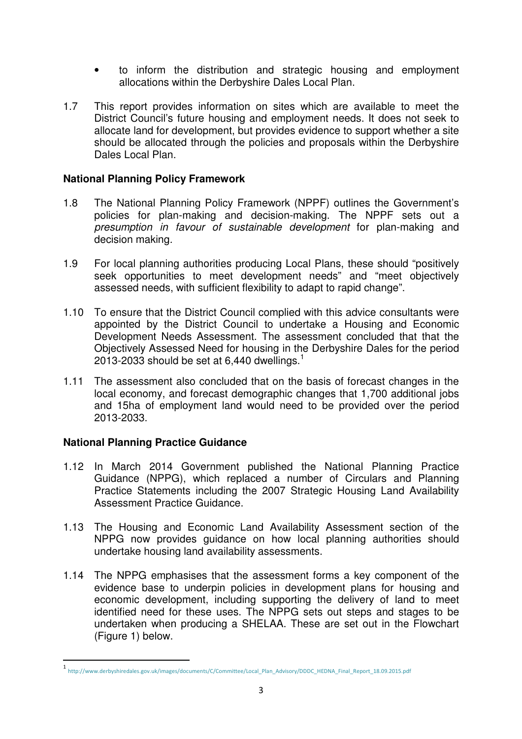- to inform the distribution and strategic housing and employment allocations within the Derbyshire Dales Local Plan.

1.7 This report provides information on sites which are available to meet the District Council's future housing and employment needs. It does not seek to allocate land for development, but provides evidence to support whether a site should be allocated through the policies and proposals within the Derbyshire Dales Local Plan.

**National Planning Policy Framework**

1.8 The National Planning Policy Framework (NPPF) outlines the Government's policies for plan-making and decision-making. The NPPF sets out a *presumption in favour of sustainable development* for plan-making and decision making.

1.9 For local planning authorities producing Local Plans, these should "positively seek opportunities to meet development needs" and "meet objectively assessed needs, with sufficient flexibility to adapt to rapid change".

1.10 To ensure that the District Council complied with this advice consultants were appointed by the District Council to undertake a Housing and Economic Development Needs Assessment. The assessment concluded that that the Objectively Assessed Need for housing in the Derbyshire Dales for the period 2013-2033 should be set at 6,440 dwellings.[1]

1.11 The assessment also concluded that on the basis of forecast changes in the local economy, and forecast demographic changes that 1,700 additional jobs and 15ha of employment land would need to be provided over the period 2013-2033.

**National Planning Practice Guidance**

1.12 In March 2014 Government published the National Planning Practice Guidance (NPPG), which replaced a number of Circulars and Planning Practice Statements including the 2007 Strategic Housing Land Availability Assessment Practice Guidance.

1.13 The Housing and Economic Land Availability Assessment section of the NPPG now provides guidance on how local planning authorities should undertake housing land availability assessments.

1.14 The NPPG emphasises that the assessment forms a key component of the evidence base to underpin policies in development plans for housing and economic development, including supporting the delivery of land to meet identified need for these uses. The NPPG sets out steps and stages to be undertaken when producing a SHELAA. These are set out in the Flowchart (Figure 1) below.

[1] http://www.derbyshiredales.gov.uk/images/documents/C/Committee/Local_Plan_Advisory/DDDC_HEDNA_Final_Report_18.09.2015.pdf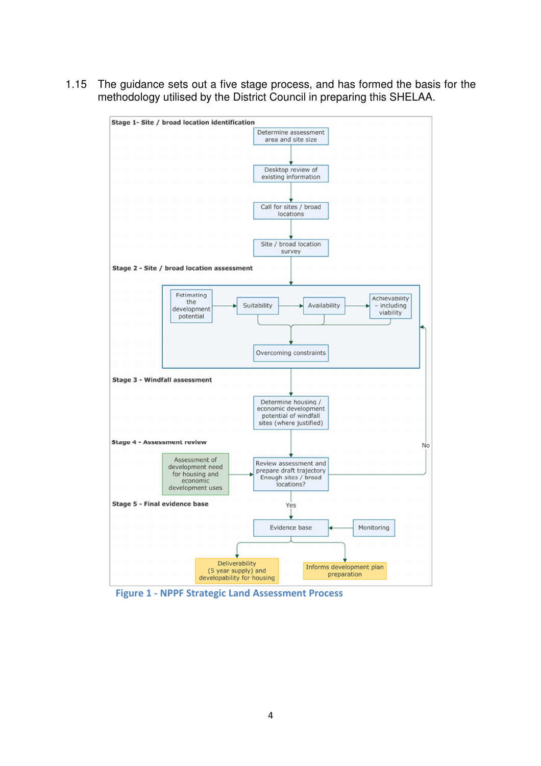1.15 The guidance sets out a five stage process, and has formed the basis for the methodology utilised by the District Council in preparing this SHELAA.

**Stage 1- Site / broad location identification**

- Determine assessment area and site size
- Desktop review of existing information
- Call for sites / broad locations
- Site / broad location survey

**Stage 2 - Site / broad location assessment**

- Estimating the development potential
- Suitability
- Availability
- Achievability – including viability
- Overcoming constraints

**Stage 3 - Windfall assessment**

- Determine housing / economic development potential of windfall sites (where justified)

**Stage 4 - Assessment review**

- Assessment of development need for housing and economic development uses
- Review assessment and prepare draft trajectory Enough sites / broad locations?
  - No → return to Stage 2
  - Yes → Stage 5

**Stage 5 - Final evidence base**

- Evidence base
- Monitoring
- Deliverability (5 year supply) and developability for housing
- Informs development plan preparation

Figure 1 - NPPF Strategic Land Assessment Process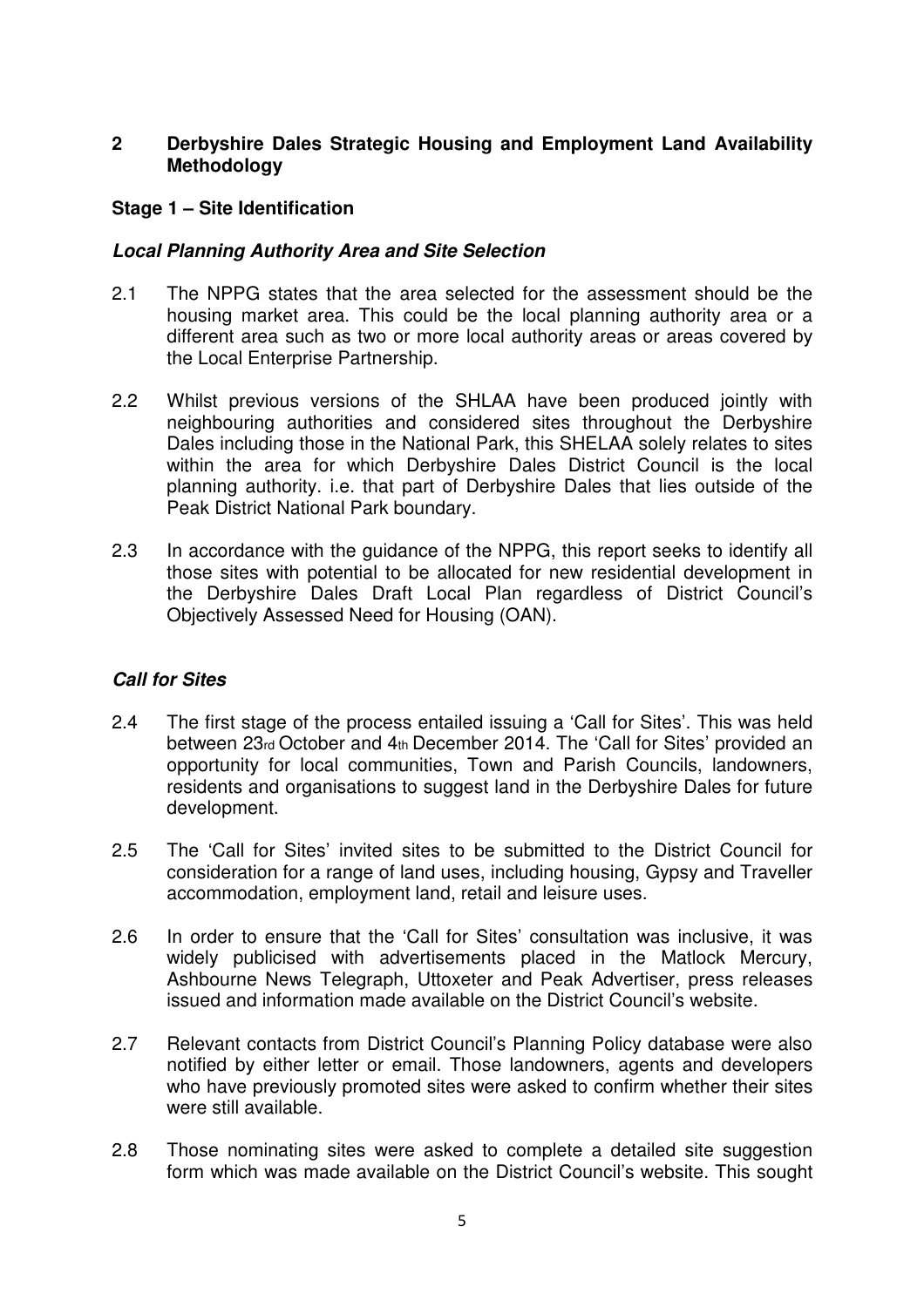## 2 Derbyshire Dales Strategic Housing and Employment Land Availability Methodology

### Stage 1 – Site Identification

#### *Local Planning Authority Area and Site Selection*

2.1 The NPPG states that the area selected for the assessment should be the housing market area. This could be the local planning authority area or a different area such as two or more local authority areas or areas covered by the Local Enterprise Partnership.

2.2 Whilst previous versions of the SHLAA have been produced jointly with neighbouring authorities and considered sites throughout the Derbyshire Dales including those in the National Park, this SHELAA solely relates to sites within the area for which Derbyshire Dales District Council is the local planning authority. i.e. that part of Derbyshire Dales that lies outside of the Peak District National Park boundary.

2.3 In accordance with the guidance of the NPPG, this report seeks to identify all those sites with potential to be allocated for new residential development in the Derbyshire Dales Draft Local Plan regardless of District Council's Objectively Assessed Need for Housing (OAN).

#### *Call for Sites*

2.4 The first stage of the process entailed issuing a 'Call for Sites'. This was held between 23rd October and 4th December 2014. The 'Call for Sites' provided an opportunity for local communities, Town and Parish Councils, landowners, residents and organisations to suggest land in the Derbyshire Dales for future development.

2.5 The 'Call for Sites' invited sites to be submitted to the District Council for consideration for a range of land uses, including housing, Gypsy and Traveller accommodation, employment land, retail and leisure uses.

2.6 In order to ensure that the 'Call for Sites' consultation was inclusive, it was widely publicised with advertisements placed in the Matlock Mercury, Ashbourne News Telegraph, Uttoxeter and Peak Advertiser, press releases issued and information made available on the District Council's website.

2.7 Relevant contacts from District Council's Planning Policy database were also notified by either letter or email. Those landowners, agents and developers who have previously promoted sites were asked to confirm whether their sites were still available.

2.8 Those nominating sites were asked to complete a detailed site suggestion form which was made available on the District Council's website. This sought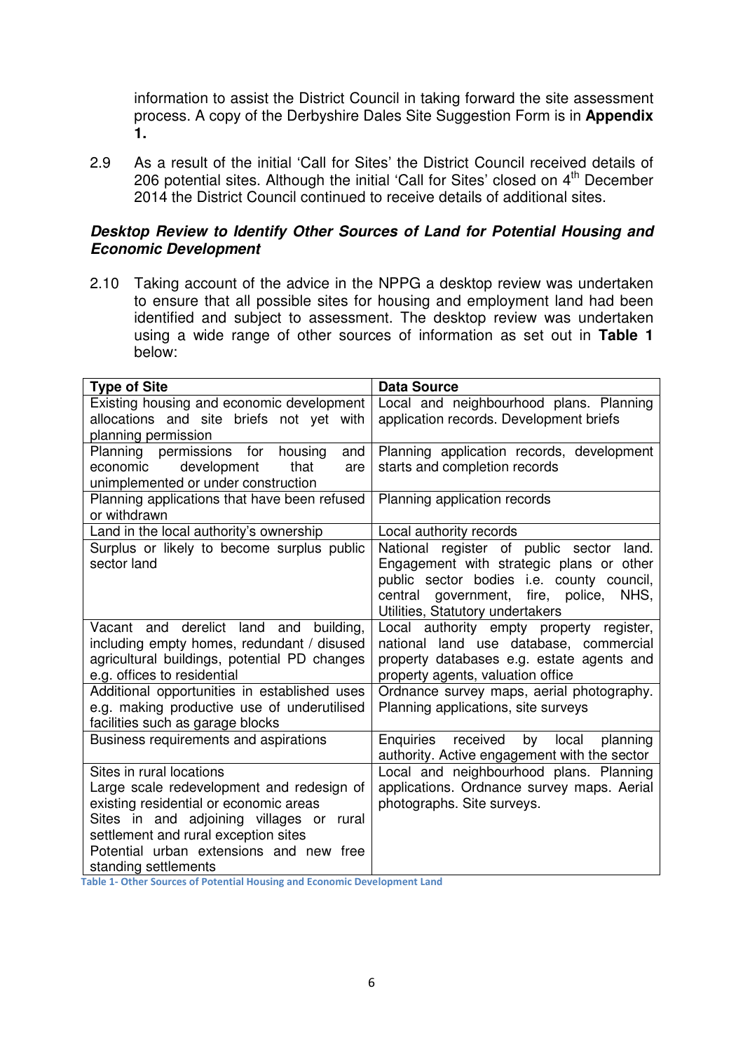information to assist the District Council in taking forward the site assessment process. A copy of the Derbyshire Dales Site Suggestion Form is in **Appendix 1.**

2.9 As a result of the initial 'Call for Sites' the District Council received details of 206 potential sites. Although the initial 'Call for Sites' closed on 4th December 2014 the District Council continued to receive details of additional sites.

***Desktop Review to Identify Other Sources of Land for Potential Housing and Economic Development***

2.10 Taking account of the advice in the NPPG a desktop review was undertaken to ensure that all possible sites for housing and employment land had been identified and subject to assessment. The desktop review was undertaken using a wide range of other sources of information as set out in **Table 1** below:

| Type of Site | Data Source |
|---|---|
| Existing housing and economic development allocations and site briefs not yet with planning permission | Local and neighbourhood plans. Planning application records. Development briefs |
| Planning permissions for housing and economic development that are unimplemented or under construction | Planning application records, development starts and completion records |
| Planning applications that have been refused or withdrawn | Planning application records |
| Land in the local authority's ownership | Local authority records |
| Surplus or likely to become surplus public sector land | National register of public sector land. Engagement with strategic plans or other public sector bodies i.e. county council, central government, fire, police, NHS, Utilities, Statutory undertakers |
| Vacant and derelict land and building, including empty homes, redundant / disused agricultural buildings, potential PD changes e.g. offices to residential | Local authority empty property register, national land use database, commercial property databases e.g. estate agents and property agents, valuation office |
| Additional opportunities in established uses e.g. making productive use of underutilised facilities such as garage blocks | Ordnance survey maps, aerial photography. Planning applications, site surveys |
| Business requirements and aspirations | Enquiries received by local planning authority. Active engagement with the sector |
| Sites in rural locations<br>Large scale redevelopment and redesign of existing residential or economic areas<br>Sites in and adjoining villages or rural settlement and rural exception sites<br>Potential urban extensions and new free standing settlements | Local and neighbourhood plans. Planning applications. Ordnance survey maps. Aerial photographs. Site surveys. |

Table 1- Other Sources of Potential Housing and Economic Development Land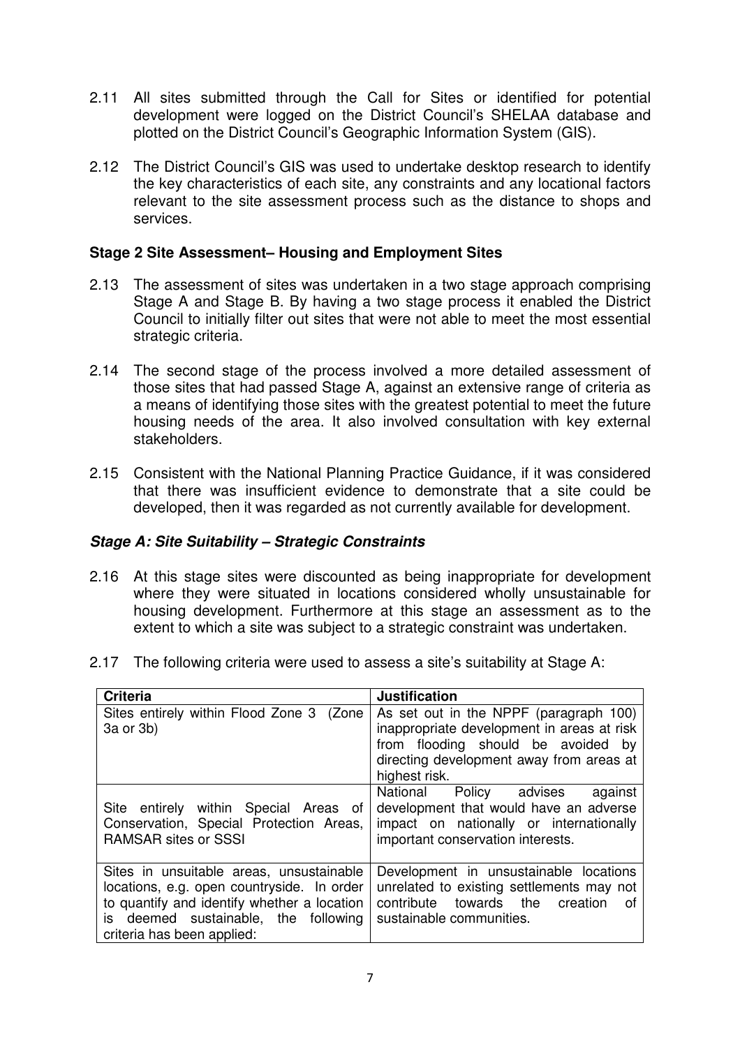2.11 All sites submitted through the Call for Sites or identified for potential development were logged on the District Council's SHELAA database and plotted on the District Council's Geographic Information System (GIS).

2.12 The District Council's GIS was used to undertake desktop research to identify the key characteristics of each site, any constraints and any locational factors relevant to the site assessment process such as the distance to shops and services.

### Stage 2 Site Assessment– Housing and Employment Sites

2.13 The assessment of sites was undertaken in a two stage approach comprising Stage A and Stage B. By having a two stage process it enabled the District Council to initially filter out sites that were not able to meet the most essential strategic criteria.

2.14 The second stage of the process involved a more detailed assessment of those sites that had passed Stage A, against an extensive range of criteria as a means of identifying those sites with the greatest potential to meet the future housing needs of the area. It also involved consultation with key external stakeholders.

2.15 Consistent with the National Planning Practice Guidance, if it was considered that there was insufficient evidence to demonstrate that a site could be developed, then it was regarded as not currently available for development.

#### *Stage A: Site Suitability – Strategic Constraints*

2.16 At this stage sites were discounted as being inappropriate for development where they were situated in locations considered wholly unsustainable for housing development. Furthermore at this stage an assessment as to the extent to which a site was subject to a strategic constraint was undertaken.

2.17 The following criteria were used to assess a site's suitability at Stage A:

| Criteria | Justification |
| --- | --- |
| Sites entirely within Flood Zone 3 (Zone 3a or 3b) | As set out in the NPPF (paragraph 100) inappropriate development in areas at risk from flooding should be avoided by directing development away from areas at highest risk. |
| Site entirely within Special Areas of Conservation, Special Protection Areas, RAMSAR sites or SSSI | National Policy advises against development that would have an adverse impact on nationally or internationally important conservation interests. |
| Sites in unsuitable areas, unsustainable locations, e.g. open countryside. In order to quantify and identify whether a location is deemed sustainable, the following criteria has been applied: | Development in unsustainable locations unrelated to existing settlements may not contribute towards the creation of sustainable communities. |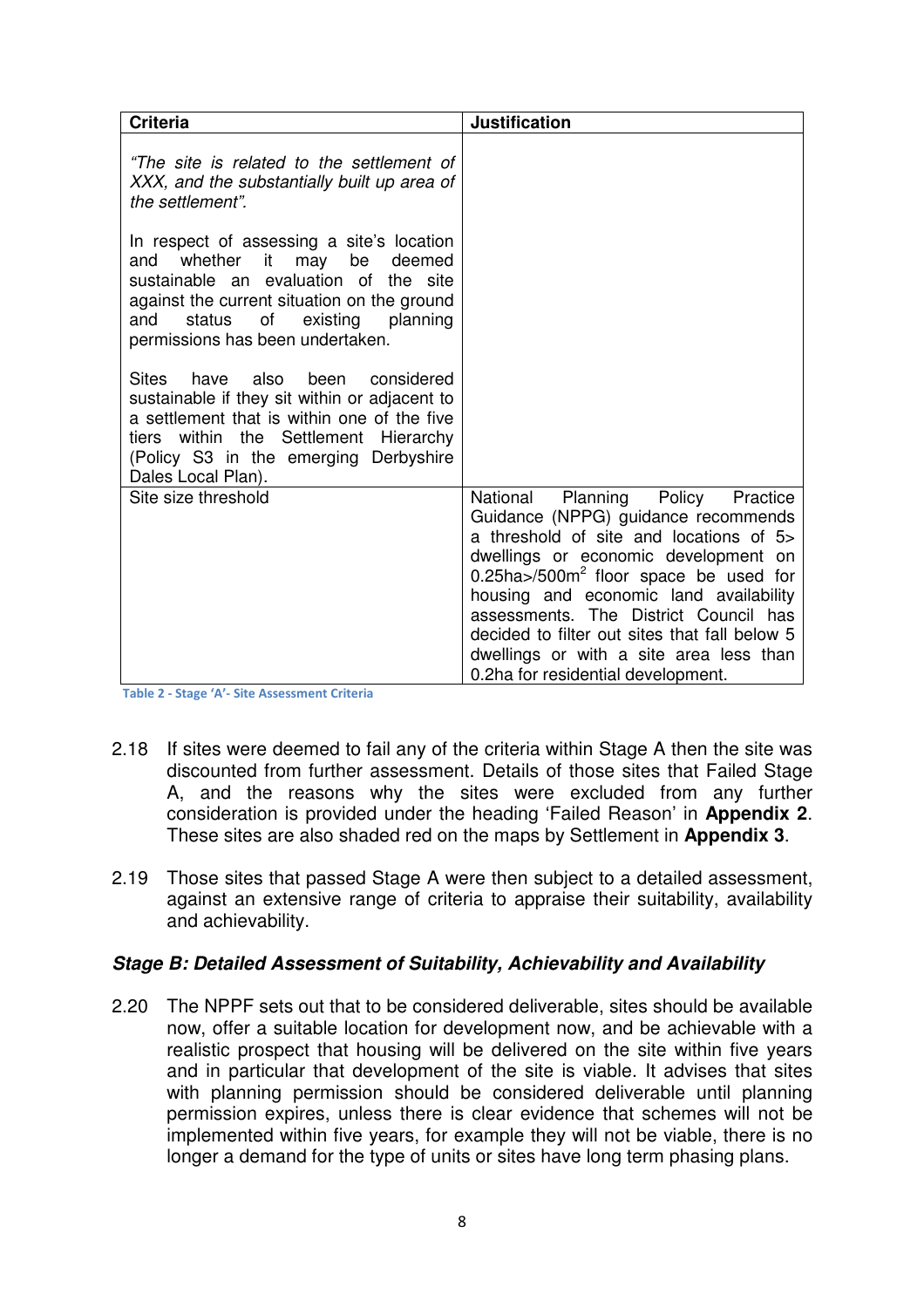| Criteria | Justification |
| --- | --- |
| *"The site is related to the settlement of XXX, and the substantially built up area of the settlement".*<br><br>In respect of assessing a site's location and whether it may be deemed sustainable an evaluation of the site against the current situation on the ground and status of existing planning permissions has been undertaken.<br><br>Sites have also been considered sustainable if they sit within or adjacent to a settlement that is within one of the five tiers within the Settlement Hierarchy (Policy S3 in the emerging Derbyshire Dales Local Plan). | |
| Site size threshold | National Planning Policy Practice Guidance (NPPG) guidance recommends a threshold of site and locations of 5> dwellings or economic development on 0.25ha>/500m$^2$ floor space be used for housing and economic land availability assessments. The District Council has decided to filter out sites that fall below 5 dwellings or with a site area less than 0.2ha for residential development. |

Table 2 - Stage 'A'- Site Assessment Criteria

2.18 If sites were deemed to fail any of the criteria within Stage A then the site was discounted from further assessment. Details of those sites that Failed Stage A, and the reasons why the sites were excluded from any further consideration is provided under the heading 'Failed Reason' in **Appendix 2**. These sites are also shaded red on the maps by Settlement in **Appendix 3**.

2.19 Those sites that passed Stage A were then subject to a detailed assessment, against an extensive range of criteria to appraise their suitability, availability and achievability.

### *Stage B: Detailed Assessment of Suitability, Achievability and Availability*

2.20 The NPPF sets out that to be considered deliverable, sites should be available now, offer a suitable location for development now, and be achievable with a realistic prospect that housing will be delivered on the site within five years and in particular that development of the site is viable. It advises that sites with planning permission should be considered deliverable until planning permission expires, unless there is clear evidence that schemes will not be implemented within five years, for example they will not be viable, there is no longer a demand for the type of units or sites have long term phasing plans.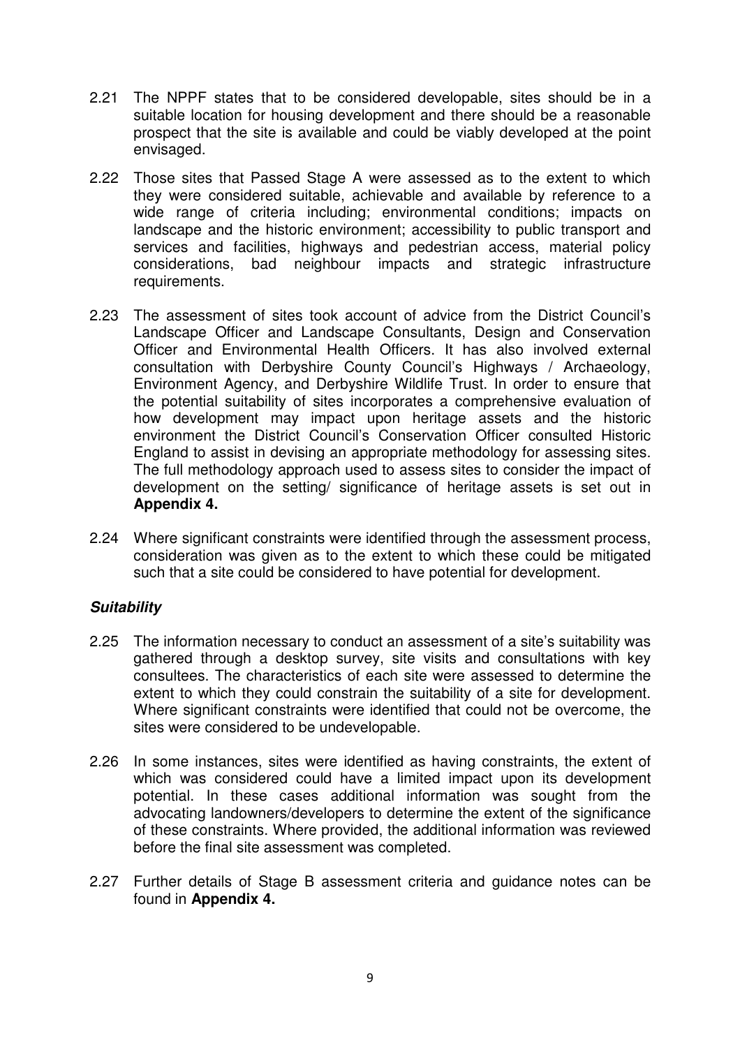2.21 The NPPF states that to be considered developable, sites should be in a suitable location for housing development and there should be a reasonable prospect that the site is available and could be viably developed at the point envisaged.

2.22 Those sites that Passed Stage A were assessed as to the extent to which they were considered suitable, achievable and available by reference to a wide range of criteria including; environmental conditions; impacts on landscape and the historic environment; accessibility to public transport and services and facilities, highways and pedestrian access, material policy considerations, bad neighbour impacts and strategic infrastructure requirements.

2.23 The assessment of sites took account of advice from the District Council's Landscape Officer and Landscape Consultants, Design and Conservation Officer and Environmental Health Officers. It has also involved external consultation with Derbyshire County Council's Highways / Archaeology, Environment Agency, and Derbyshire Wildlife Trust. In order to ensure that the potential suitability of sites incorporates a comprehensive evaluation of how development may impact upon heritage assets and the historic environment the District Council's Conservation Officer consulted Historic England to assist in devising an appropriate methodology for assessing sites. The full methodology approach used to assess sites to consider the impact of development on the setting/ significance of heritage assets is set out in **Appendix 4.**

2.24 Where significant constraints were identified through the assessment process, consideration was given as to the extent to which these could be mitigated such that a site could be considered to have potential for development.

### ***Suitability***

2.25 The information necessary to conduct an assessment of a site's suitability was gathered through a desktop survey, site visits and consultations with key consultees. The characteristics of each site were assessed to determine the extent to which they could constrain the suitability of a site for development. Where significant constraints were identified that could not be overcome, the sites were considered to be undevelopable.

2.26 In some instances, sites were identified as having constraints, the extent of which was considered could have a limited impact upon its development potential. In these cases additional information was sought from the advocating landowners/developers to determine the extent of the significance of these constraints. Where provided, the additional information was reviewed before the final site assessment was completed.

2.27 Further details of Stage B assessment criteria and guidance notes can be found in **Appendix 4.**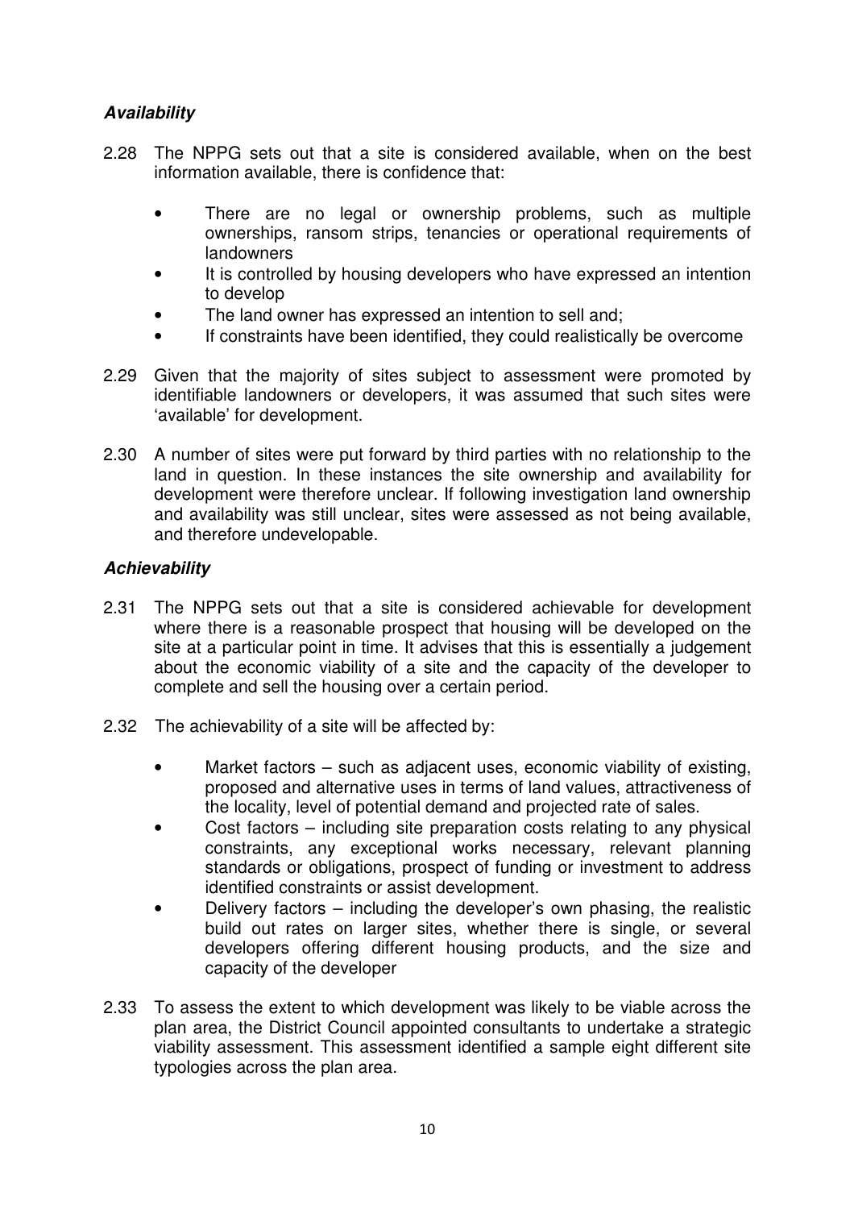### *Availability*

2.28 The NPPG sets out that a site is considered available, when on the best information available, there is confidence that:

- There are no legal or ownership problems, such as multiple ownerships, ransom strips, tenancies or operational requirements of landowners
- It is controlled by housing developers who have expressed an intention to develop
- The land owner has expressed an intention to sell and;
- If constraints have been identified, they could realistically be overcome

2.29 Given that the majority of sites subject to assessment were promoted by identifiable landowners or developers, it was assumed that such sites were 'available' for development.

2.30 A number of sites were put forward by third parties with no relationship to the land in question. In these instances the site ownership and availability for development were therefore unclear. If following investigation land ownership and availability was still unclear, sites were assessed as not being available, and therefore undevelopable.

### *Achievability*

2.31 The NPPG sets out that a site is considered achievable for development where there is a reasonable prospect that housing will be developed on the site at a particular point in time. It advises that this is essentially a judgement about the economic viability of a site and the capacity of the developer to complete and sell the housing over a certain period.

2.32 The achievability of a site will be affected by:

- Market factors – such as adjacent uses, economic viability of existing, proposed and alternative uses in terms of land values, attractiveness of the locality, level of potential demand and projected rate of sales.
- Cost factors – including site preparation costs relating to any physical constraints, any exceptional works necessary, relevant planning standards or obligations, prospect of funding or investment to address identified constraints or assist development.
- Delivery factors – including the developer's own phasing, the realistic build out rates on larger sites, whether there is single, or several developers offering different housing products, and the size and capacity of the developer

2.33 To assess the extent to which development was likely to be viable across the plan area, the District Council appointed consultants to undertake a strategic viability assessment. This assessment identified a sample eight different site typologies across the plan area.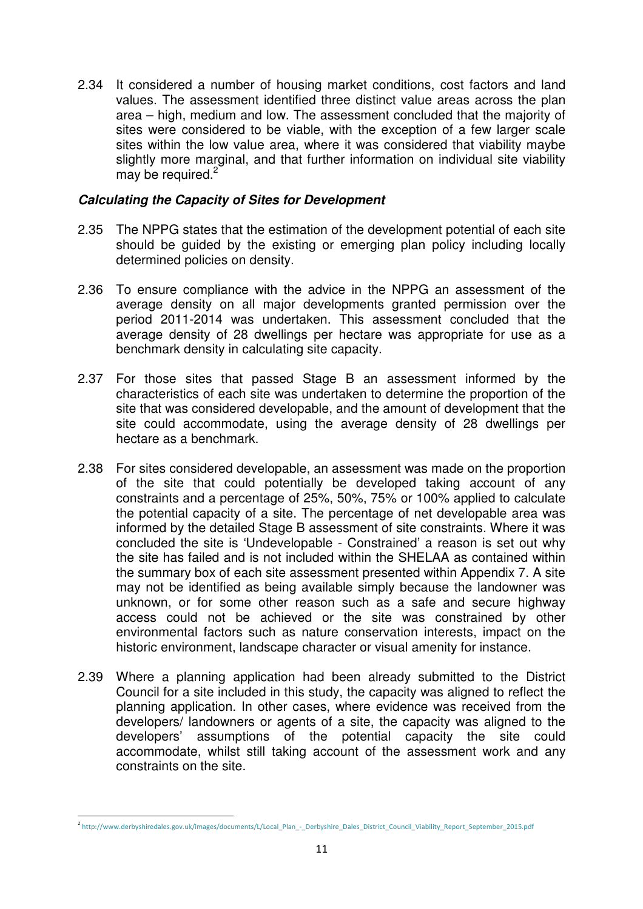2.34 It considered a number of housing market conditions, cost factors and land values. The assessment identified three distinct value areas across the plan area – high, medium and low. The assessment concluded that the majority of sites were considered to be viable, with the exception of a few larger scale sites within the low value area, where it was considered that viability maybe slightly more marginal, and that further information on individual site viability may be required.[2]

***Calculating the Capacity of Sites for Development***

2.35 The NPPG states that the estimation of the development potential of each site should be guided by the existing or emerging plan policy including locally determined policies on density.

2.36 To ensure compliance with the advice in the NPPG an assessment of the average density on all major developments granted permission over the period 2011-2014 was undertaken. This assessment concluded that the average density of 28 dwellings per hectare was appropriate for use as a benchmark density in calculating site capacity.

2.37 For those sites that passed Stage B an assessment informed by the characteristics of each site was undertaken to determine the proportion of the site that was considered developable, and the amount of development that the site could accommodate, using the average density of 28 dwellings per hectare as a benchmark.

2.38 For sites considered developable, an assessment was made on the proportion of the site that could potentially be developed taking account of any constraints and a percentage of 25%, 50%, 75% or 100% applied to calculate the potential capacity of a site. The percentage of net developable area was informed by the detailed Stage B assessment of site constraints. Where it was concluded the site is 'Undevelopable - Constrained' a reason is set out why the site has failed and is not included within the SHELAA as contained within the summary box of each site assessment presented within Appendix 7. A site may not be identified as being available simply because the landowner was unknown, or for some other reason such as a safe and secure highway access could not be achieved or the site was constrained by other environmental factors such as nature conservation interests, impact on the historic environment, landscape character or visual amenity for instance.

2.39 Where a planning application had been already submitted to the District Council for a site included in this study, the capacity was aligned to reflect the planning application. In other cases, where evidence was received from the developers/ landowners or agents of a site, the capacity was aligned to the developers' assumptions of the potential capacity the site could accommodate, whilst still taking account of the assessment work and any constraints on the site.

---

[2] http://www.derbyshiredales.gov.uk/images/documents/L/Local_Plan_-_Derbyshire_Dales_District_Council_Viability_Report_September_2015.pdf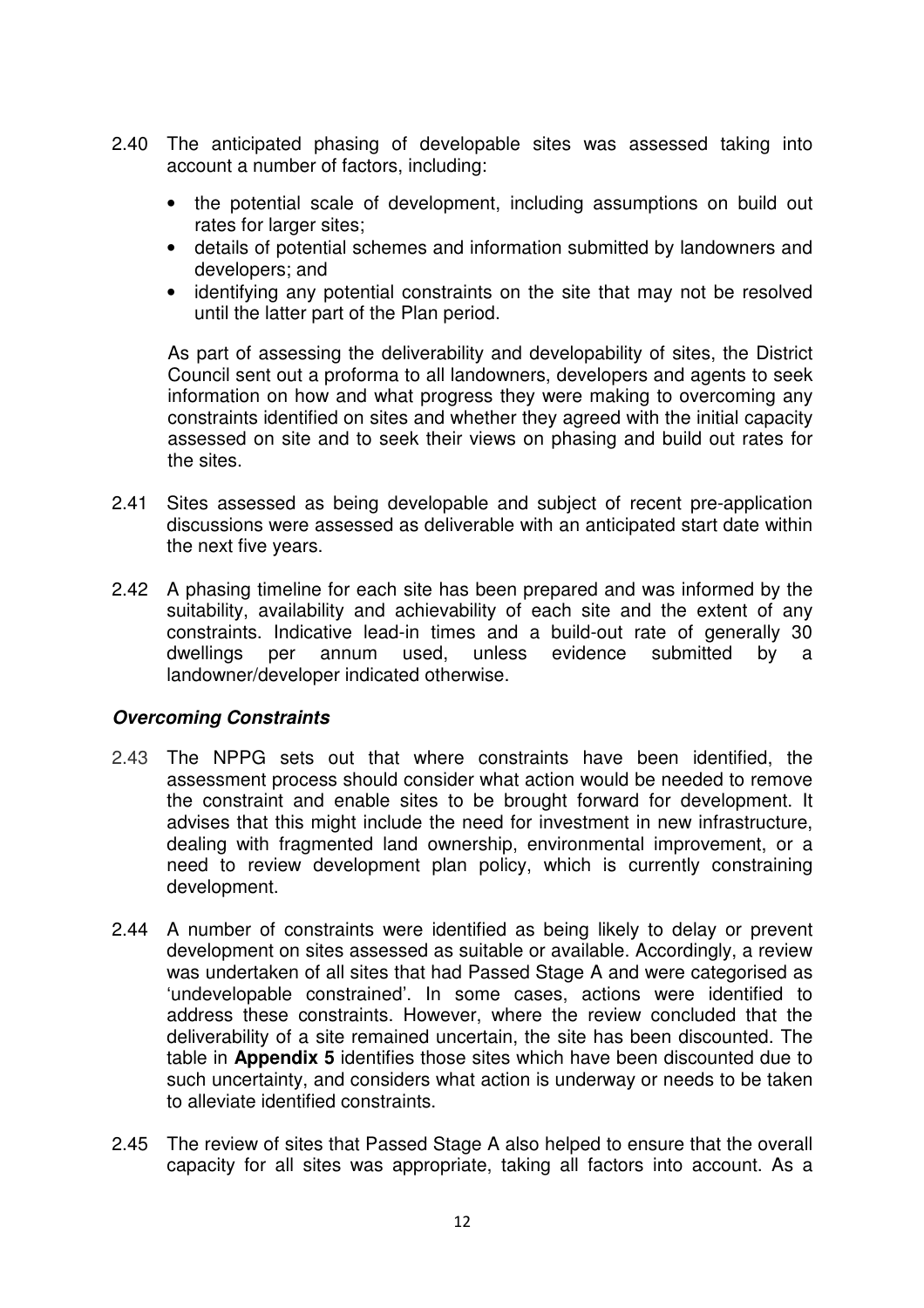2.40 The anticipated phasing of developable sites was assessed taking into account a number of factors, including:

- the potential scale of development, including assumptions on build out rates for larger sites;
- details of potential schemes and information submitted by landowners and developers; and
- identifying any potential constraints on the site that may not be resolved until the latter part of the Plan period.

As part of assessing the deliverability and developability of sites, the District Council sent out a proforma to all landowners, developers and agents to seek information on how and what progress they were making to overcoming any constraints identified on sites and whether they agreed with the initial capacity assessed on site and to seek their views on phasing and build out rates for the sites.

2.41 Sites assessed as being developable and subject of recent pre-application discussions were assessed as deliverable with an anticipated start date within the next five years.

2.42 A phasing timeline for each site has been prepared and was informed by the suitability, availability and achievability of each site and the extent of any constraints. Indicative lead-in times and a build-out rate of generally 30 dwellings per annum used, unless evidence submitted by a landowner/developer indicated otherwise.

### ***Overcoming Constraints***

2.43 The NPPG sets out that where constraints have been identified, the assessment process should consider what action would be needed to remove the constraint and enable sites to be brought forward for development. It advises that this might include the need for investment in new infrastructure, dealing with fragmented land ownership, environmental improvement, or a need to review development plan policy, which is currently constraining development.

2.44 A number of constraints were identified as being likely to delay or prevent development on sites assessed as suitable or available. Accordingly, a review was undertaken of all sites that had Passed Stage A and were categorised as 'undevelopable constrained'. In some cases, actions were identified to address these constraints. However, where the review concluded that the deliverability of a site remained uncertain, the site has been discounted. The table in **Appendix 5** identifies those sites which have been discounted due to such uncertainty, and considers what action is underway or needs to be taken to alleviate identified constraints.

2.45 The review of sites that Passed Stage A also helped to ensure that the overall capacity for all sites was appropriate, taking all factors into account. As a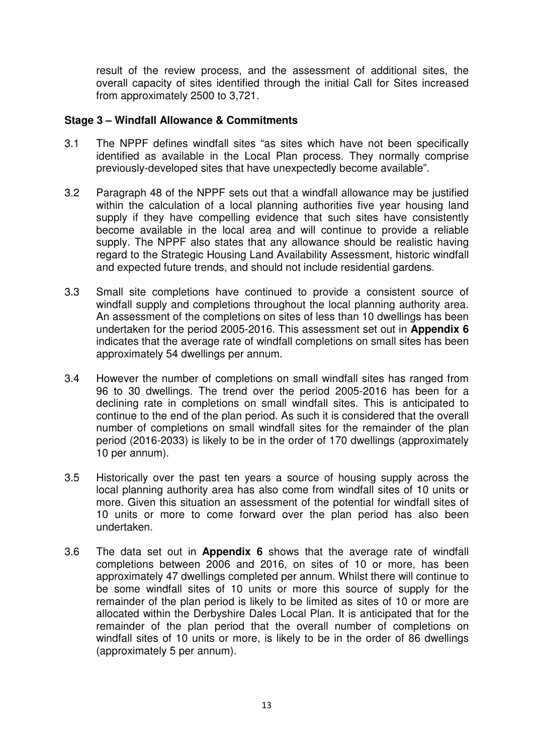result of the review process, and the assessment of additional sites, the overall capacity of sites identified through the initial Call for Sites increased from approximately 2500 to 3,721.

### Stage 3 – Windfall Allowance & Commitments

3.1 The NPPF defines windfall sites "as sites which have not been specifically identified as available in the Local Plan process. They normally comprise previously-developed sites that have unexpectedly become available".

3.2 Paragraph 48 of the NPPF sets out that a windfall allowance may be justified within the calculation of a local planning authorities five year housing land supply if they have compelling evidence that such sites have consistently become available in the local area and will continue to provide a reliable supply. The NPPF also states that any allowance should be realistic having regard to the Strategic Housing Land Availability Assessment, historic windfall and expected future trends, and should not include residential gardens.

3.3 Small site completions have continued to provide a consistent source of windfall supply and completions throughout the local planning authority area. An assessment of the completions on sites of less than 10 dwellings has been undertaken for the period 2005-2016. This assessment set out in **Appendix 6** indicates that the average rate of windfall completions on small sites has been approximately 54 dwellings per annum.

3.4 However the number of completions on small windfall sites has ranged from 96 to 30 dwellings. The trend over the period 2005-2016 has been for a declining rate in completions on small windfall sites. This is anticipated to continue to the end of the plan period. As such it is considered that the overall number of completions on small windfall sites for the remainder of the plan period (2016-2033) is likely to be in the order of 170 dwellings (approximately 10 per annum).

3.5 Historically over the past ten years a source of housing supply across the local planning authority area has also come from windfall sites of 10 units or more. Given this situation an assessment of the potential for windfall sites of 10 units or more to come forward over the plan period has also been undertaken.

3.6 The data set out in **Appendix 6** shows that the average rate of windfall completions between 2006 and 2016, on sites of 10 or more, has been approximately 47 dwellings completed per annum. Whilst there will continue to be some windfall sites of 10 units or more this source of supply for the remainder of the plan period is likely to be limited as sites of 10 or more are allocated within the Derbyshire Dales Local Plan. It is anticipated that for the remainder of the plan period that the overall number of completions on windfall sites of 10 units or more, is likely to be in the order of 86 dwellings (approximately 5 per annum).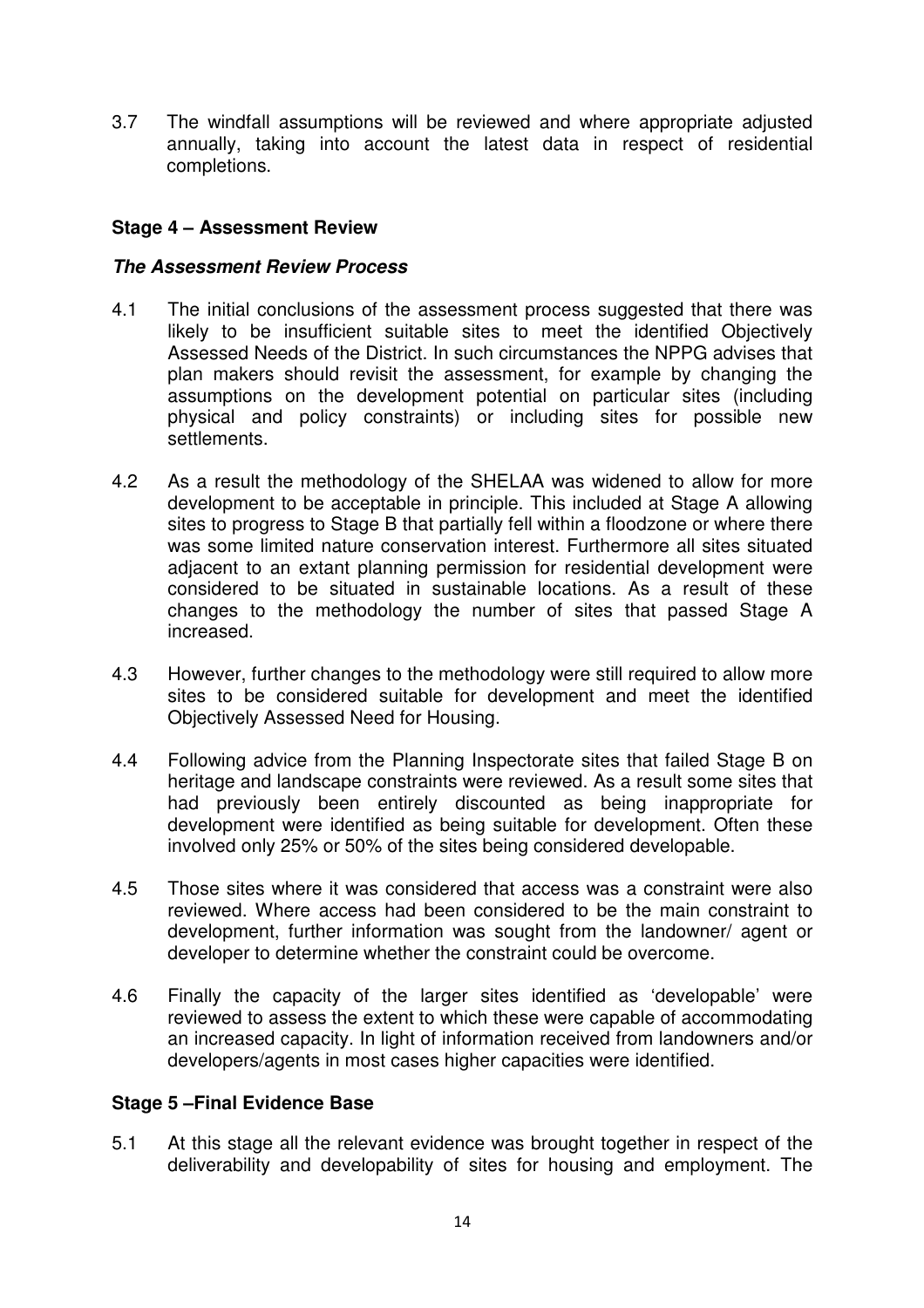3.7 The windfall assumptions will be reviewed and where appropriate adjusted annually, taking into account the latest data in respect of residential completions.

**Stage 4 – Assessment Review**

***The Assessment Review Process***

4.1 The initial conclusions of the assessment process suggested that there was likely to be insufficient suitable sites to meet the identified Objectively Assessed Needs of the District. In such circumstances the NPPG advises that plan makers should revisit the assessment, for example by changing the assumptions on the development potential on particular sites (including physical and policy constraints) or including sites for possible new settlements.

4.2 As a result the methodology of the SHELAA was widened to allow for more development to be acceptable in principle. This included at Stage A allowing sites to progress to Stage B that partially fell within a floodzone or where there was some limited nature conservation interest. Furthermore all sites situated adjacent to an extant planning permission for residential development were considered to be situated in sustainable locations. As a result of these changes to the methodology the number of sites that passed Stage A increased.

4.3 However, further changes to the methodology were still required to allow more sites to be considered suitable for development and meet the identified Objectively Assessed Need for Housing.

4.4 Following advice from the Planning Inspectorate sites that failed Stage B on heritage and landscape constraints were reviewed. As a result some sites that had previously been entirely discounted as being inappropriate for development were identified as being suitable for development. Often these involved only 25% or 50% of the sites being considered developable.

4.5 Those sites where it was considered that access was a constraint were also reviewed. Where access had been considered to be the main constraint to development, further information was sought from the landowner/ agent or developer to determine whether the constraint could be overcome.

4.6 Finally the capacity of the larger sites identified as 'developable' were reviewed to assess the extent to which these were capable of accommodating an increased capacity. In light of information received from landowners and/or developers/agents in most cases higher capacities were identified.

**Stage 5 –Final Evidence Base**

5.1 At this stage all the relevant evidence was brought together in respect of the deliverability and developability of sites for housing and employment. The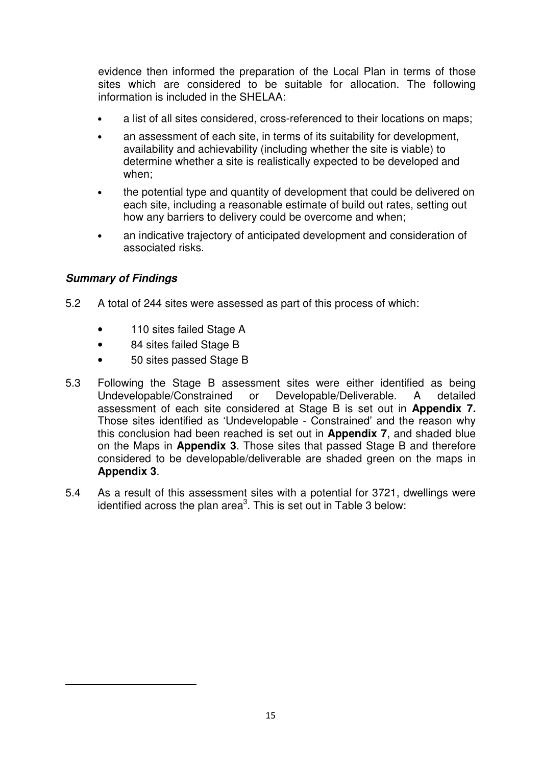evidence then informed the preparation of the Local Plan in terms of those sites which are considered to be suitable for allocation. The following information is included in the SHELAA:

- a list of all sites considered, cross-referenced to their locations on maps;
- an assessment of each site, in terms of its suitability for development, availability and achievability (including whether the site is viable) to determine whether a site is realistically expected to be developed and when;
- the potential type and quantity of development that could be delivered on each site, including a reasonable estimate of build out rates, setting out how any barriers to delivery could be overcome and when;
- an indicative trajectory of anticipated development and consideration of associated risks.

### ***Summary of Findings***

5.2 A total of 244 sites were assessed as part of this process of which:

- 110 sites failed Stage A
- 84 sites failed Stage B
- 50 sites passed Stage B

5.3 Following the Stage B assessment sites were either identified as being Undevelopable/Constrained or Developable/Deliverable. A detailed assessment of each site considered at Stage B is set out in **Appendix 7.** Those sites identified as 'Undevelopable - Constrained' and the reason why this conclusion had been reached is set out in **Appendix 7**, and shaded blue on the Maps in **Appendix 3**. Those sites that passed Stage B and therefore considered to be developable/deliverable are shaded green on the maps in **Appendix 3**.

5.4 As a result of this assessment sites with a potential for 3721, dwellings were identified across the plan area[3]. This is set out in Table 3 below: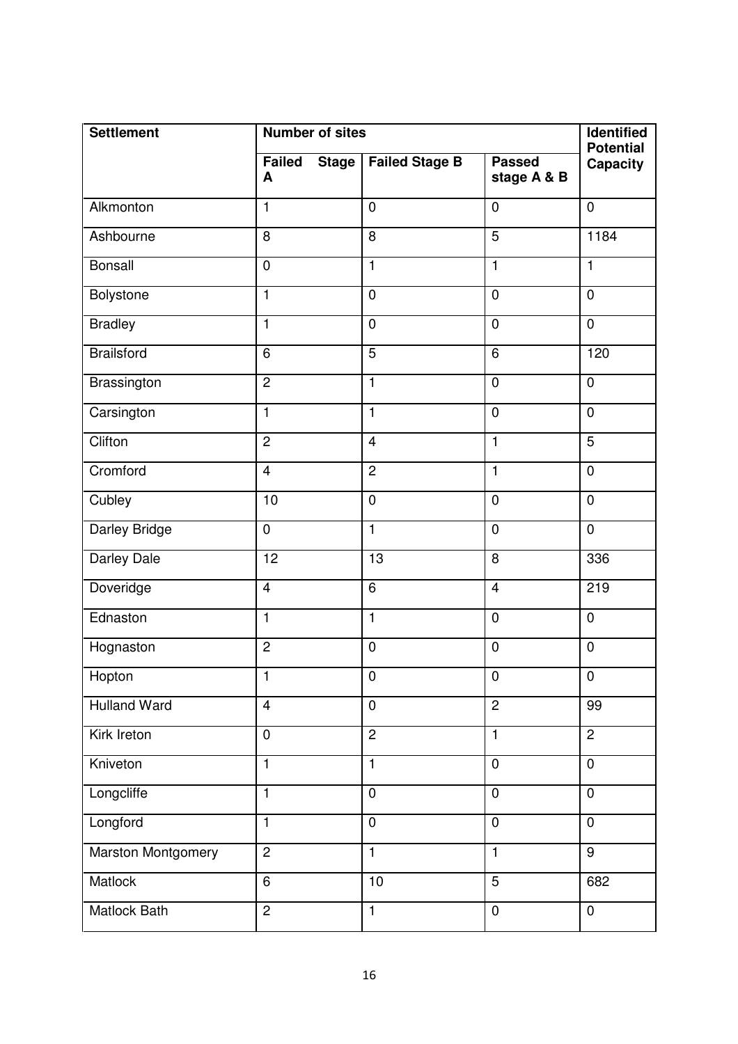| Settlement | Number of sites | | | Identified Potential Capacity |
|---|---|---|---|---|
| | Failed Stage A | Failed Stage B | Passed stage A & B | |
| Alkmonton | 1 | 0 | 0 | 0 |
| Ashbourne | 8 | 8 | 5 | 1184 |
| Bonsall | 0 | 1 | 1 | 1 |
| Bolystone | 1 | 0 | 0 | 0 |
| Bradley | 1 | 0 | 0 | 0 |
| Brailsford | 6 | 5 | 6 | 120 |
| Brassington | 2 | 1 | 0 | 0 |
| Carsington | 1 | 1 | 0 | 0 |
| Clifton | 2 | 4 | 1 | 5 |
| Cromford | 4 | 2 | 1 | 0 |
| Cubley | 10 | 0 | 0 | 0 |
| Darley Bridge | 0 | 1 | 0 | 0 |
| Darley Dale | 12 | 13 | 8 | 336 |
| Doveridge | 4 | 6 | 4 | 219 |
| Ednaston | 1 | 1 | 0 | 0 |
| Hognaston | 2 | 0 | 0 | 0 |
| Hopton | 1 | 0 | 0 | 0 |
| Hulland Ward | 4 | 0 | 2 | 99 |
| Kirk Ireton | 0 | 2 | 1 | 2 |
| Kniveton | 1 | 1 | 0 | 0 |
| Longcliffe | 1 | 0 | 0 | 0 |
| Longford | 1 | 0 | 0 | 0 |
| Marston Montgomery | 2 | 1 | 1 | 9 |
| Matlock | 6 | 10 | 5 | 682 |
| Matlock Bath | 2 | 1 | 0 | 0 |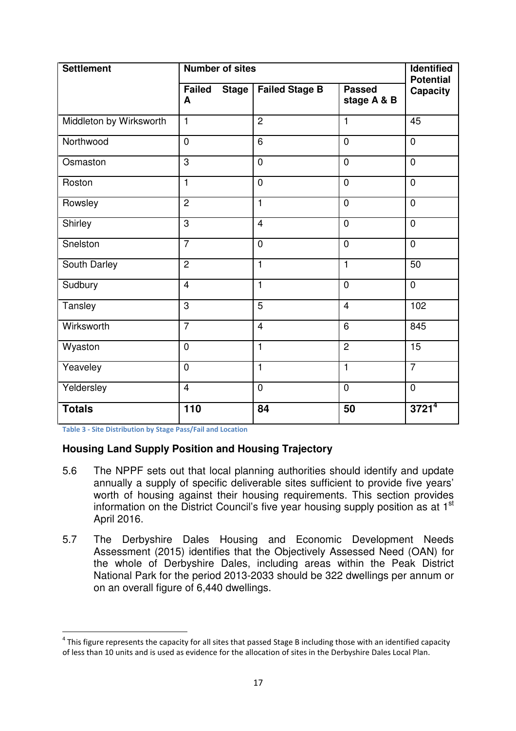| Settlement | Number of sites | | | Identified Potential Capacity |
|---|---|---|---|---|
| | Failed Stage A | Failed Stage B | Passed stage A & B | |
| Middleton by Wirksworth | 1 | 2 | 1 | 45 |
| Northwood | 0 | 6 | 0 | 0 |
| Osmaston | 3 | 0 | 0 | 0 |
| Roston | 1 | 0 | 0 | 0 |
| Rowsley | 2 | 1 | 0 | 0 |
| Shirley | 3 | 4 | 0 | 0 |
| Snelston | 7 | 0 | 0 | 0 |
| South Darley | 2 | 1 | 1 | 50 |
| Sudbury | 4 | 1 | 0 | 0 |
| Tansley | 3 | 5 | 4 | 102 |
| Wirksworth | 7 | 4 | 6 | 845 |
| Wyaston | 0 | 1 | 2 | 15 |
| Yeaveley | 0 | 1 | 1 | 7 |
| Yeldersley | 4 | 0 | 0 | 0 |
| **Totals** | **110** | **84** | **50** | **3721**[4] |

Table 3 - Site Distribution by Stage Pass/Fail and Location

### Housing Land Supply Position and Housing Trajectory

5.6 The NPPF sets out that local planning authorities should identify and update annually a supply of specific deliverable sites sufficient to provide five years' worth of housing against their housing requirements. This section provides information on the District Council's five year housing supply position as at 1st April 2016.

5.7 The Derbyshire Dales Housing and Economic Development Needs Assessment (2015) identifies that the Objectively Assessed Need (OAN) for the whole of Derbyshire Dales, including areas within the Peak District National Park for the period 2013-2033 should be 322 dwellings per annum or on an overall figure of 6,440 dwellings.

---

[4] This figure represents the capacity for all sites that passed Stage B including those with an identified capacity of less than 10 units and is used as evidence for the allocation of sites in the Derbyshire Dales Local Plan.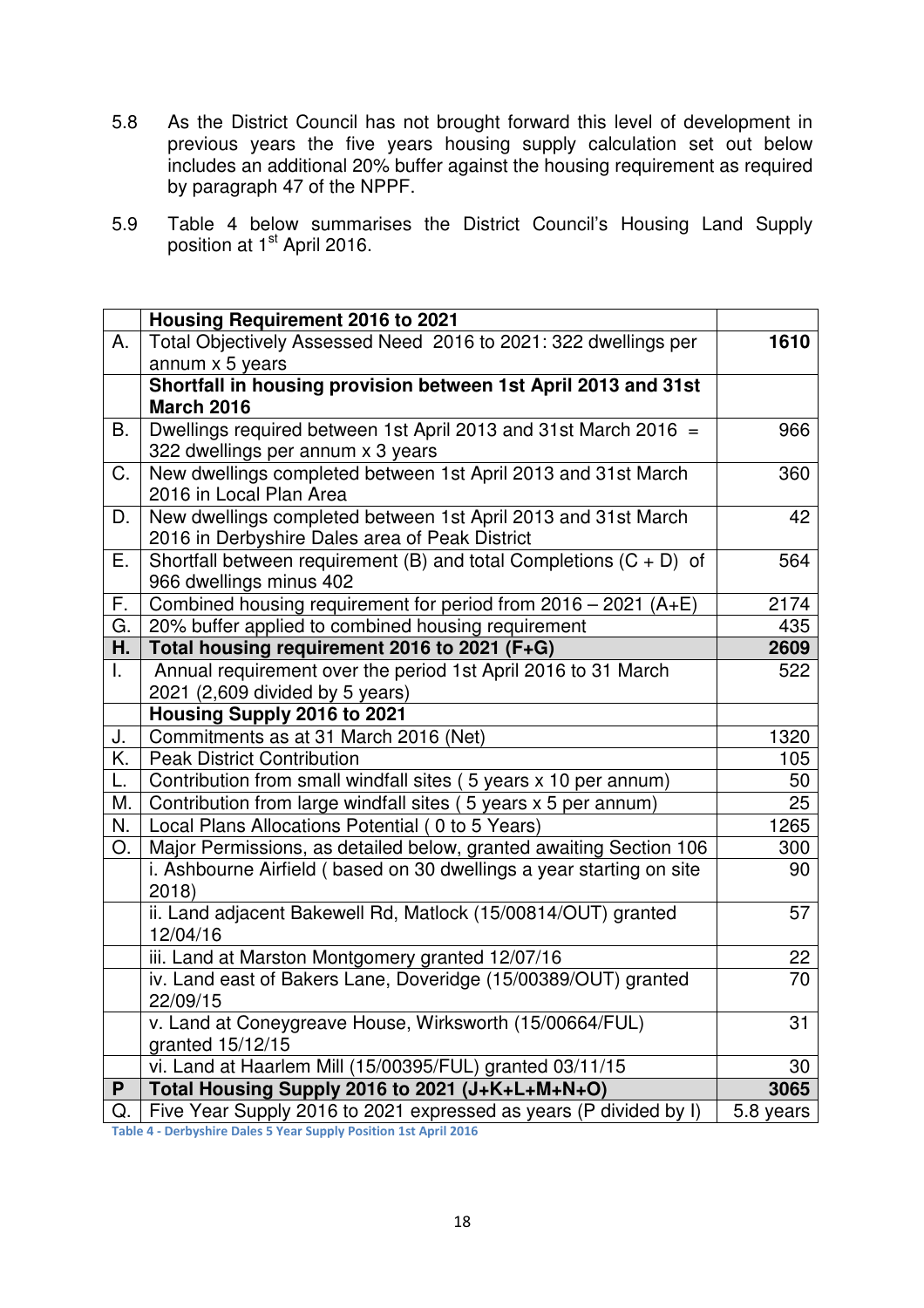5.8 As the District Council has not brought forward this level of development in previous years the five years housing supply calculation set out below includes an additional 20% buffer against the housing requirement as required by paragraph 47 of the NPPF.

5.9 Table 4 below summarises the District Council's Housing Land Supply position at 1st April 2016.

| | **Housing Requirement 2016 to 2021** | |
|---|---|---|
| A. | Total Objectively Assessed Need 2016 to 2021: 322 dwellings per annum x 5 years | **1610** |
| | **Shortfall in housing provision between 1st April 2013 and 31st March 2016** | |
| B. | Dwellings required between 1st April 2013 and 31st March 2016 = 322 dwellings per annum x 3 years | 966 |
| C. | New dwellings completed between 1st April 2013 and 31st March 2016 in Local Plan Area | 360 |
| D. | New dwellings completed between 1st April 2013 and 31st March 2016 in Derbyshire Dales area of Peak District | 42 |
| E. | Shortfall between requirement (B) and total Completions (C + D) of 966 dwellings minus 402 | 564 |
| F. | Combined housing requirement for period from 2016 – 2021 (A+E) | 2174 |
| G. | 20% buffer applied to combined housing requirement | 435 |
| **H.** | **Total housing requirement 2016 to 2021 (F+G)** | **2609** |
| I. | Annual requirement over the period 1st April 2016 to 31 March 2021 (2,609 divided by 5 years) | 522 |
| | **Housing Supply 2016 to 2021** | |
| J. | Commitments as at 31 March 2016 (Net) | 1320 |
| K. | Peak District Contribution | 105 |
| L. | Contribution from small windfall sites ( 5 years x 10 per annum) | 50 |
| M. | Contribution from large windfall sites ( 5 years x 5 per annum) | 25 |
| N. | Local Plans Allocations Potential ( 0 to 5 Years) | 1265 |
| O. | Major Permissions, as detailed below, granted awaiting Section 106 | 300 |
| | i. Ashbourne Airfield ( based on 30 dwellings a year starting on site 2018) | 90 |
| | ii. Land adjacent Bakewell Rd, Matlock (15/00814/OUT) granted 12/04/16 | 57 |
| | iii. Land at Marston Montgomery granted 12/07/16 | 22 |
| | iv. Land east of Bakers Lane, Doveridge (15/00389/OUT) granted 22/09/15 | 70 |
| | v. Land at Coneygreave House, Wirksworth (15/00664/FUL) granted 15/12/15 | 31 |
| | vi. Land at Haarlem Mill (15/00395/FUL) granted 03/11/15 | 30 |
| **P** | **Total Housing Supply 2016 to 2021 (J+K+L+M+N+O)** | **3065** |
| Q. | Five Year Supply 2016 to 2021 expressed as years (P divided by I) | 5.8 years |

Table 4 - Derbyshire Dales 5 Year Supply Position 1st April 2016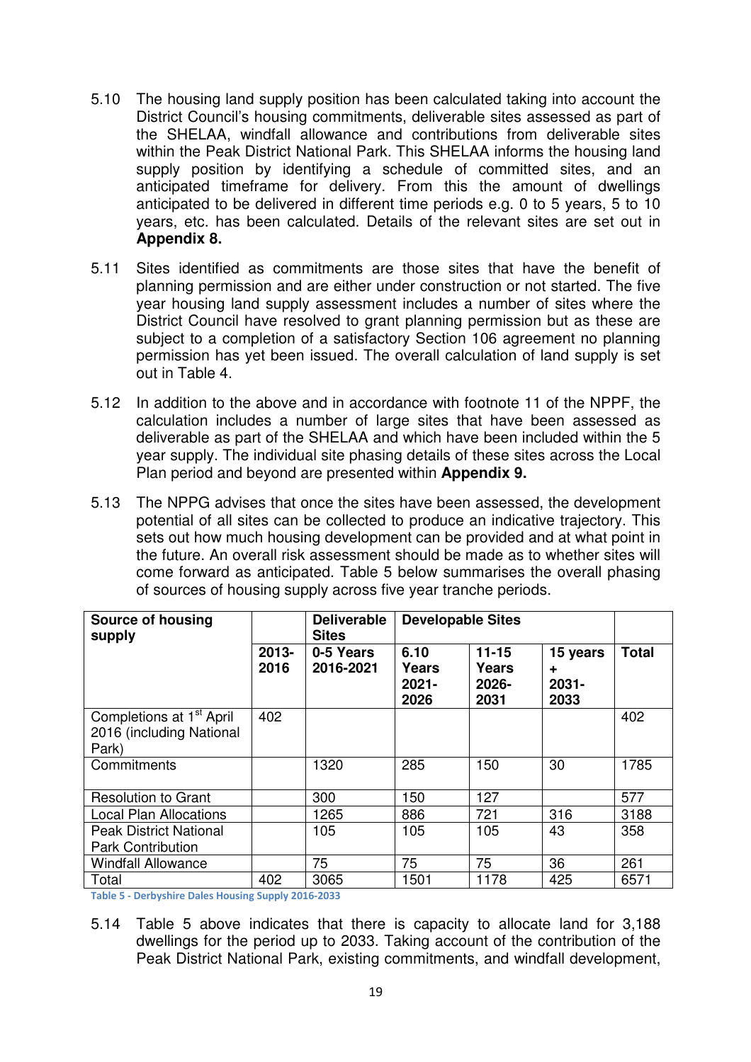5.10 The housing land supply position has been calculated taking into account the District Council's housing commitments, deliverable sites assessed as part of the SHELAA, windfall allowance and contributions from deliverable sites within the Peak District National Park. This SHELAA informs the housing land supply position by identifying a schedule of committed sites, and an anticipated timeframe for delivery. From this the amount of dwellings anticipated to be delivered in different time periods e.g. 0 to 5 years, 5 to 10 years, etc. has been calculated. Details of the relevant sites are set out in **Appendix 8.**

5.11 Sites identified as commitments are those sites that have the benefit of planning permission and are either under construction or not started. The five year housing land supply assessment includes a number of sites where the District Council have resolved to grant planning permission but as these are subject to a completion of a satisfactory Section 106 agreement no planning permission has yet been issued. The overall calculation of land supply is set out in Table 4.

5.12 In addition to the above and in accordance with footnote 11 of the NPPF, the calculation includes a number of large sites that have been assessed as deliverable as part of the SHELAA and which have been included within the 5 year supply. The individual site phasing details of these sites across the Local Plan period and beyond are presented within **Appendix 9.**

5.13 The NPPG advises that once the sites have been assessed, the development potential of all sites can be collected to produce an indicative trajectory. This sets out how much housing development can be provided and at what point in the future. An overall risk assessment should be made as to whether sites will come forward as anticipated. Table 5 below summarises the overall phasing of sources of housing supply across five year tranche periods.

| **Source of housing supply** | | **Deliverable Sites** | **Developable Sites** | | | |
|---|---|---|---|---|---|---|
| | **2013-2016** | **0-5 Years 2016-2021** | **6.10 Years 2021-2026** | **11-15 Years 2026-2031** | **15 years + 2031-2033** | **Total** |
| Completions at 1st April 2016 (including National Park) | 402 | | | | | 402 |
| Commitments | | 1320 | 285 | 150 | 30 | 1785 |
| Resolution to Grant | | 300 | 150 | 127 | | 577 |
| Local Plan Allocations | | 1265 | 886 | 721 | 316 | 3188 |
| Peak District National Park Contribution | | 105 | 105 | 105 | 43 | 358 |
| Windfall Allowance | | 75 | 75 | 75 | 36 | 261 |
| Total | 402 | 3065 | 1501 | 1178 | 425 | 6571 |

Table 5 - Derbyshire Dales Housing Supply 2016-2033

5.14 Table 5 above indicates that there is capacity to allocate land for 3,188 dwellings for the period up to 2033. Taking account of the contribution of the Peak District National Park, existing commitments, and windfall development,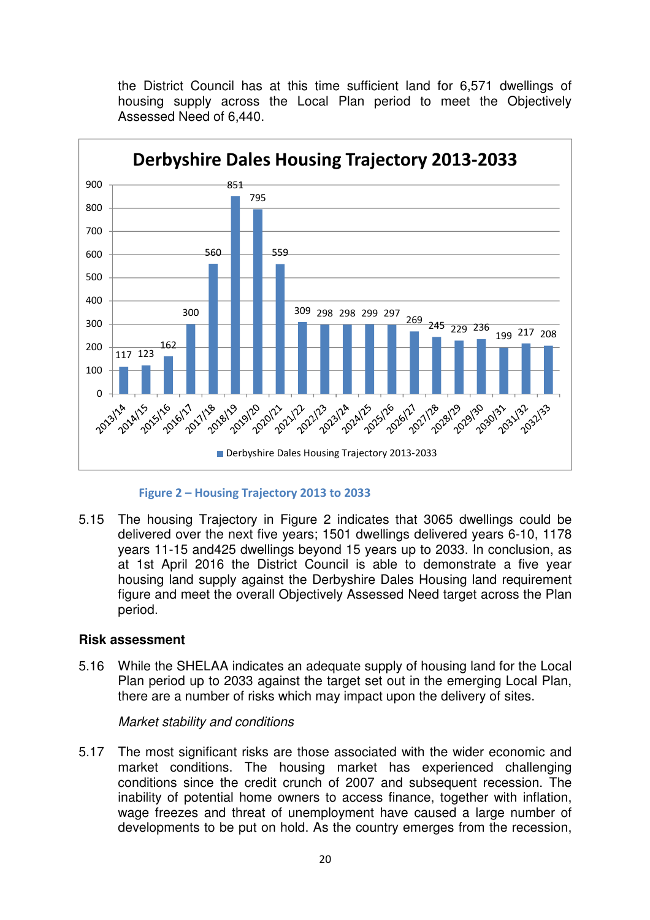the District Council has at this time sufficient land for 6,571 dwellings of housing supply across the Local Plan period to meet the Objectively Assessed Need of 6,440.

**Derbyshire Dales Housing Trajectory 2013-2033**

| Year | Derbyshire Dales Housing Trajectory 2013-2033 |
|---|---|
| 2013/14 | 117 |
| 2014/15 | 123 |
| 2015/16 | 162 |
| 2016/17 | 300 |
| 2017/18 | 560 |
| 2018/19 | 851 |
| 2019/20 | 795 |
| 2020/21 | 559 |
| 2021/22 | 309 |
| 2022/23 | 298 |
| 2023/24 | 298 |
| 2024/25 | 299 |
| 2025/26 | 297 |
| 2026/27 | 269 |
| 2027/28 | 245 |
| 2028/29 | 229 |
| 2029/30 | 236 |
| 2030/31 | 199 |
| 2031/32 | 217 |
| 2032/33 | 208 |

**Figure 2 – Housing Trajectory 2013 to 2033**

5.15 The housing Trajectory in Figure 2 indicates that 3065 dwellings could be delivered over the next five years; 1501 dwellings delivered years 6-10, 1178 years 11-15 and425 dwellings beyond 15 years up to 2033. In conclusion, as at 1st April 2016 the District Council is able to demonstrate a five year housing land supply against the Derbyshire Dales Housing land requirement figure and meet the overall Objectively Assessed Need target across the Plan period.

**Risk assessment**

5.16 While the SHELAA indicates an adequate supply of housing land for the Local Plan period up to 2033 against the target set out in the emerging Local Plan, there are a number of risks which may impact upon the delivery of sites.

*Market stability and conditions*

5.17 The most significant risks are those associated with the wider economic and market conditions. The housing market has experienced challenging conditions since the credit crunch of 2007 and subsequent recession. The inability of potential home owners to access finance, together with inflation, wage freezes and threat of unemployment have caused a large number of developments to be put on hold. As the country emerges from the recession,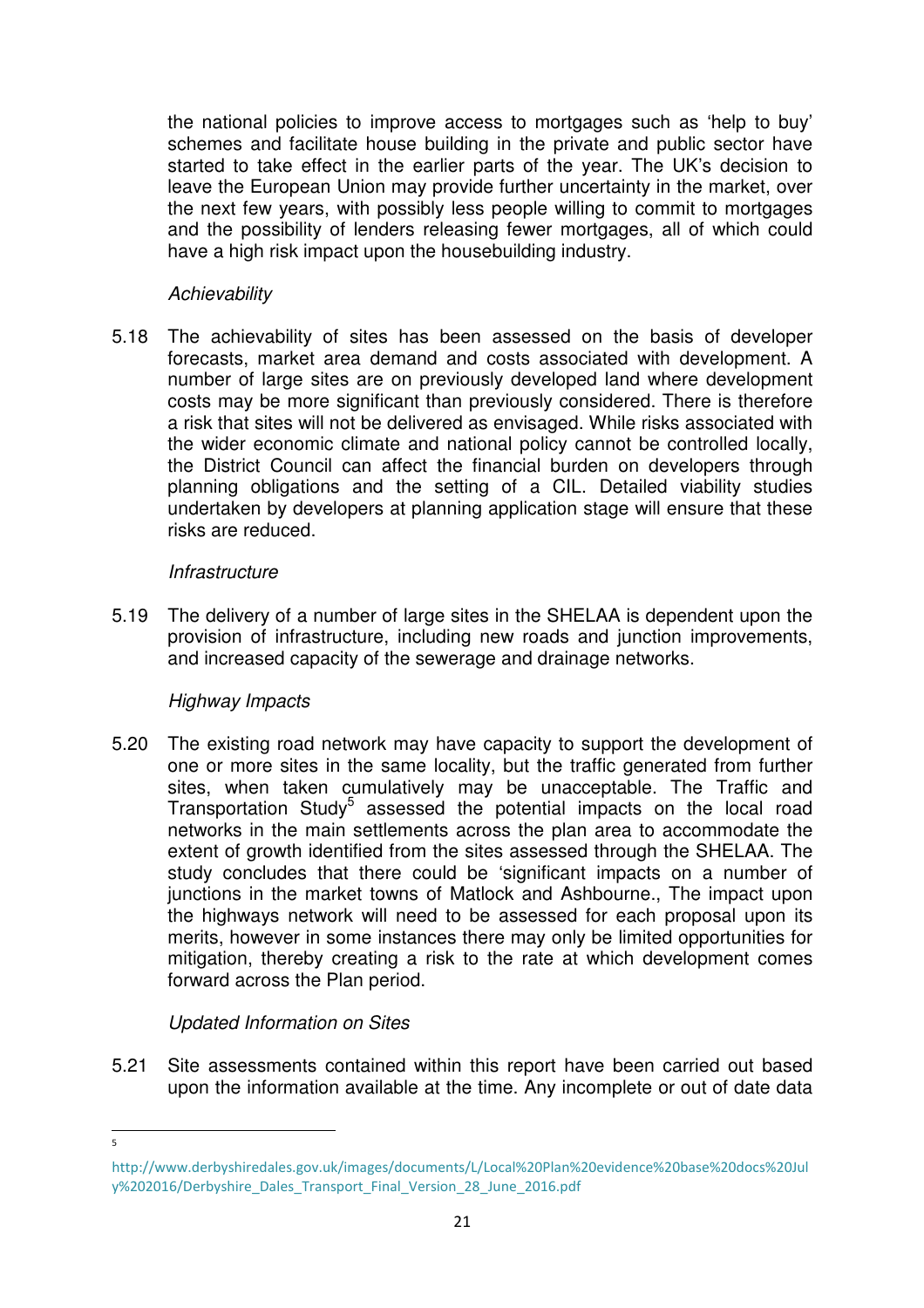the national policies to improve access to mortgages such as 'help to buy' schemes and facilitate house building in the private and public sector have started to take effect in the earlier parts of the year. The UK's decision to leave the European Union may provide further uncertainty in the market, over the next few years, with possibly less people willing to commit to mortgages and the possibility of lenders releasing fewer mortgages, all of which could have a high risk impact upon the housebuilding industry.

*Achievability*

5.18 The achievability of sites has been assessed on the basis of developer forecasts, market area demand and costs associated with development. A number of large sites are on previously developed land where development costs may be more significant than previously considered. There is therefore a risk that sites will not be delivered as envisaged. While risks associated with the wider economic climate and national policy cannot be controlled locally, the District Council can affect the financial burden on developers through planning obligations and the setting of a CIL. Detailed viability studies undertaken by developers at planning application stage will ensure that these risks are reduced.

*Infrastructure*

5.19 The delivery of a number of large sites in the SHELAA is dependent upon the provision of infrastructure, including new roads and junction improvements, and increased capacity of the sewerage and drainage networks.

*Highway Impacts*

5.20 The existing road network may have capacity to support the development of one or more sites in the same locality, but the traffic generated from further sites, when taken cumulatively may be unacceptable. The Traffic and Transportation Study[5] assessed the potential impacts on the local road networks in the main settlements across the plan area to accommodate the extent of growth identified from the sites assessed through the SHELAA. The study concludes that there could be 'significant impacts on a number of junctions in the market towns of Matlock and Ashbourne., The impact upon the highways network will need to be assessed for each proposal upon its merits, however in some instances there may only be limited opportunities for mitigation, thereby creating a risk to the rate at which development comes forward across the Plan period.

*Updated Information on Sites*

5.21 Site assessments contained within this report have been carried out based upon the information available at the time. Any incomplete or out of date data

---

[5] http://www.derbyshiredales.gov.uk/images/documents/L/Local%20Plan%20evidence%20base%20docs%20July%202016/Derbyshire_Dales_Transport_Final_Version_28_June_2016.pdf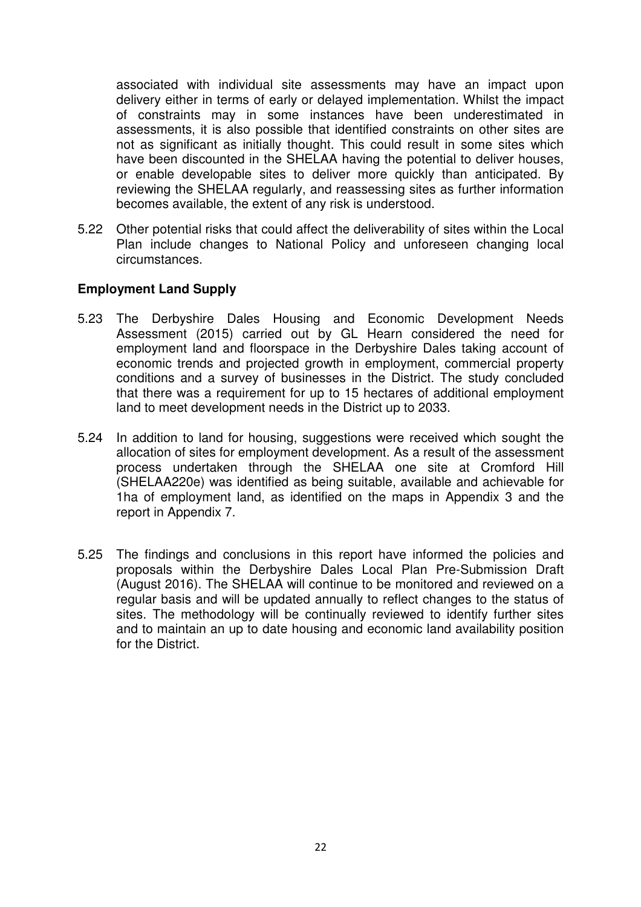associated with individual site assessments may have an impact upon delivery either in terms of early or delayed implementation. Whilst the impact of constraints may in some instances have been underestimated in assessments, it is also possible that identified constraints on other sites are not as significant as initially thought. This could result in some sites which have been discounted in the SHELAA having the potential to deliver houses, or enable developable sites to deliver more quickly than anticipated. By reviewing the SHELAA regularly, and reassessing sites as further information becomes available, the extent of any risk is understood.

5.22 Other potential risks that could affect the deliverability of sites within the Local Plan include changes to National Policy and unforeseen changing local circumstances.

**Employment Land Supply**

5.23 The Derbyshire Dales Housing and Economic Development Needs Assessment (2015) carried out by GL Hearn considered the need for employment land and floorspace in the Derbyshire Dales taking account of economic trends and projected growth in employment, commercial property conditions and a survey of businesses in the District. The study concluded that there was a requirement for up to 15 hectares of additional employment land to meet development needs in the District up to 2033.

5.24 In addition to land for housing, suggestions were received which sought the allocation of sites for employment development. As a result of the assessment process undertaken through the SHELAA one site at Cromford Hill (SHELAA220e) was identified as being suitable, available and achievable for 1ha of employment land, as identified on the maps in Appendix 3 and the report in Appendix 7.

5.25 The findings and conclusions in this report have informed the policies and proposals within the Derbyshire Dales Local Plan Pre-Submission Draft (August 2016). The SHELAA will continue to be monitored and reviewed on a regular basis and will be updated annually to reflect changes to the status of sites. The methodology will be continually reviewed to identify further sites and to maintain an up to date housing and economic land availability position for the District.